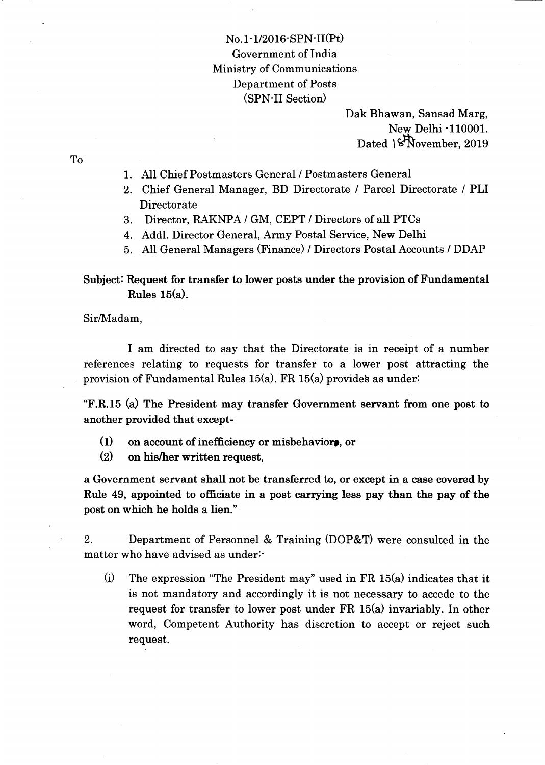No.1-1/2016-SPN-II(Pt)
Government of India
Ministry of Communications
Department of Posts
(SPN-II Section)

Dak Bhawan, Sansad Marg,
New Delhi -110001.
Dated 18 November, 2019

To

1. All Chief Postmasters General / Postmasters General
2. Chief General Manager, BD Directorate / Parcel Directorate / PLI Directorate
3. Director, RAKNPA / GM, CEPT / Directors of all PTCs
4. Addl. Director General, Army Postal Service, New Delhi
5. All General Managers (Finance) / Directors Postal Accounts / DDAP

**Subject: Request for transfer to lower posts under the provision of Fundamental Rules 15(a).**

Sir/Madam,

I am directed to say that the Directorate is in receipt of a number references relating to requests for transfer to a lower post attracting the provision of Fundamental Rules 15(a). FR 15(a) provides as under:

**"F.R.15 (a) The President may transfer Government servant from one post to another provided that except-**

**(1) on account of inefficiency or misbehavior, or**

**(2) on his/her written request,**

**a Government servant shall not be transferred to, or except in a case covered by Rule 49, appointed to officiate in a post carrying less pay than the pay of the post on which he holds a lien."**

2. Department of Personnel & Training (DOP&T) were consulted in the matter who have advised as under:-

(i) The expression "The President may" used in FR 15(a) indicates that it is not mandatory and accordingly it is not necessary to accede to the request for transfer to lower post under FR 15(a) invariably. In other word, Competent Authority has discretion to accept or reject such request.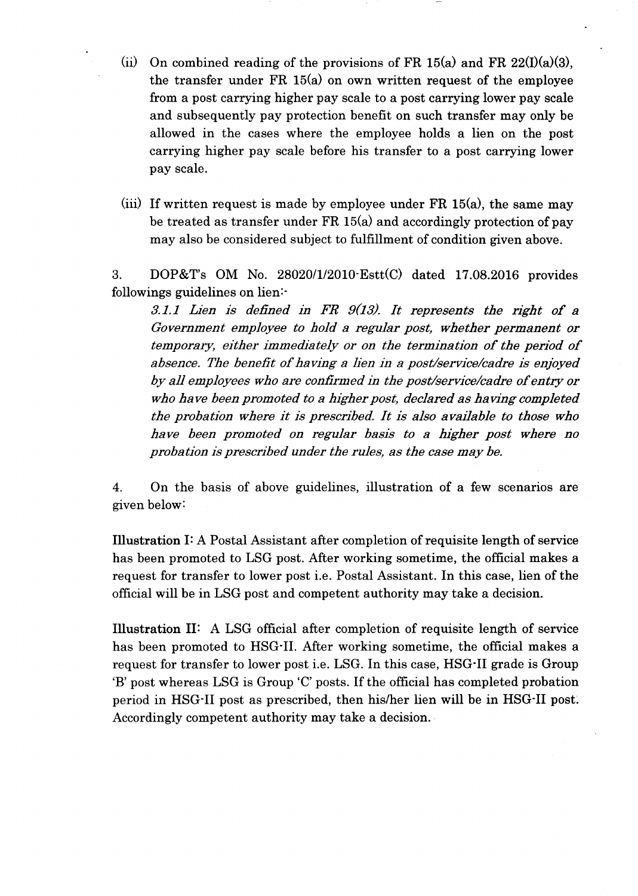(ii) On combined reading of the provisions of FR 15(a) and FR 22(I)(a)(3), the transfer under FR 15(a) on own written request of the employee from a post carrying higher pay scale to a post carrying lower pay scale and subsequently pay protection benefit on such transfer may only be allowed in the cases where the employee holds a lien on the post carrying higher pay scale before his transfer to a post carrying lower pay scale.

(iii) If written request is made by employee under FR 15(a), the same may be treated as transfer under FR 15(a) and accordingly protection of pay may also be considered subject to fulfillment of condition given above.

3. DOP&T's OM No. 28020/1/2010-Estt(C) dated 17.08.2016 provides followings guidelines on lien:-

> *3.1.1 Lien is defined in FR 9(13). It represents the right of a Government employee to hold a regular post, whether permanent or temporary, either immediately or on the termination of the period of absence. The benefit of having a lien in a post/service/cadre is enjoyed by all employees who are confirmed in the post/service/cadre of entry or who have been promoted to a higher post, declared as having completed the probation where it is prescribed. It is also available to those who have been promoted on regular basis to a higher post where no probation is prescribed under the rules, as the case may be.*

4. On the basis of above guidelines, illustration of a few scenarios are given below:

**Illustration I:** A Postal Assistant after completion of requisite length of service has been promoted to LSG post. After working sometime, the official makes a request for transfer to lower post i.e. Postal Assistant. In this case, lien of the official will be in LSG post and competent authority may take a decision.

**Illustration II:** A LSG official after completion of requisite length of service has been promoted to HSG-II. After working sometime, the official makes a request for transfer to lower post i.e. LSG. In this case, HSG-II grade is Group 'B' post whereas LSG is Group 'C' posts. If the official has completed probation period in HSG-II post as prescribed, then his/her lien will be in HSG-II post. Accordingly competent authority may take a decision.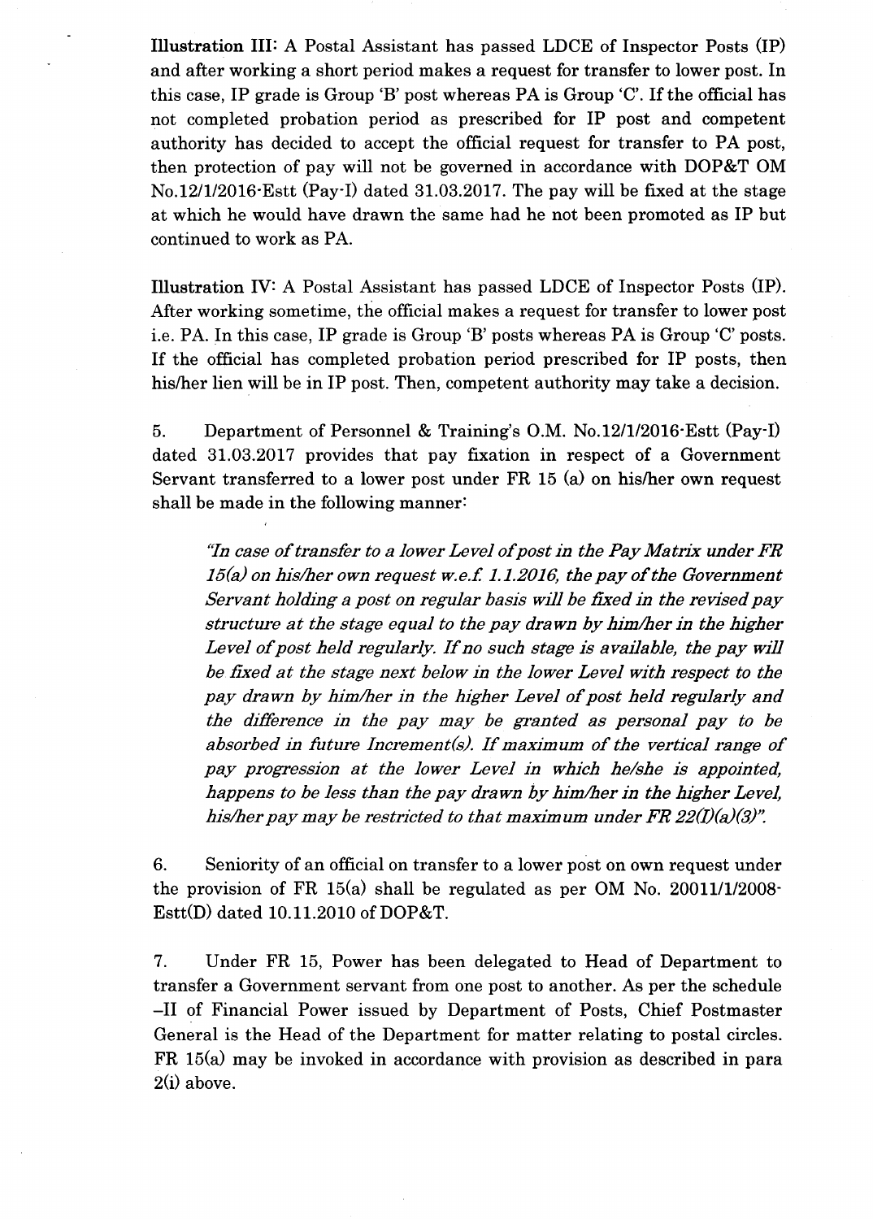**Illustration III**: A Postal Assistant has passed LDCE of Inspector Posts (IP) and after working a short period makes a request for transfer to lower post. In this case, IP grade is Group 'B' post whereas PA is Group 'C'. If the official has not completed probation period as prescribed for IP post and competent authority has decided to accept the official request for transfer to PA post, then protection of pay will not be governed in accordance with DOP&T OM No.12/1/2016-Estt (Pay-I) dated 31.03.2017. The pay will be fixed at the stage at which he would have drawn the same had he not been promoted as IP but continued to work as PA.

**Illustration IV**: A Postal Assistant has passed LDCE of Inspector Posts (IP). After working sometime, the official makes a request for transfer to lower post i.e. PA. In this case, IP grade is Group 'B' posts whereas PA is Group 'C' posts. If the official has completed probation period prescribed for IP posts, then his/her lien will be in IP post. Then, competent authority may take a decision.

5. Department of Personnel & Training's O.M. No.12/1/2016-Estt (Pay-I) dated 31.03.2017 provides that pay fixation in respect of a Government Servant transferred to a lower post under FR 15 (a) on his/her own request shall be made in the following manner:

> *"In case of transfer to a lower Level of post in the Pay Matrix under FR 15(a) on his/her own request w.e.f. 1.1.2016, the pay of the Government Servant holding a post on regular basis will be fixed in the revised pay structure at the stage equal to the pay drawn by him/her in the higher Level of post held regularly. If no such stage is available, the pay will be fixed at the stage next below in the lower Level with respect to the pay drawn by him/her in the higher Level of post held regularly and the difference in the pay may be granted as personal pay to be absorbed in future Increment(s). If maximum of the vertical range of pay progression at the lower Level in which he/she is appointed, happens to be less than the pay drawn by him/her in the higher Level, his/her pay may be restricted to that maximum under FR 22(I)(a)(3)".*

6. Seniority of an official on transfer to a lower post on own request under the provision of FR 15(a) shall be regulated as per OM No. 20011/1/2008-Estt(D) dated 10.11.2010 of DOP&T.

7. Under FR 15, Power has been delegated to Head of Department to transfer a Government servant from one post to another. As per the schedule –II of Financial Power issued by Department of Posts, Chief Postmaster General is the Head of the Department for matter relating to postal circles. FR 15(a) may be invoked in accordance with provision as described in para 2(i) above.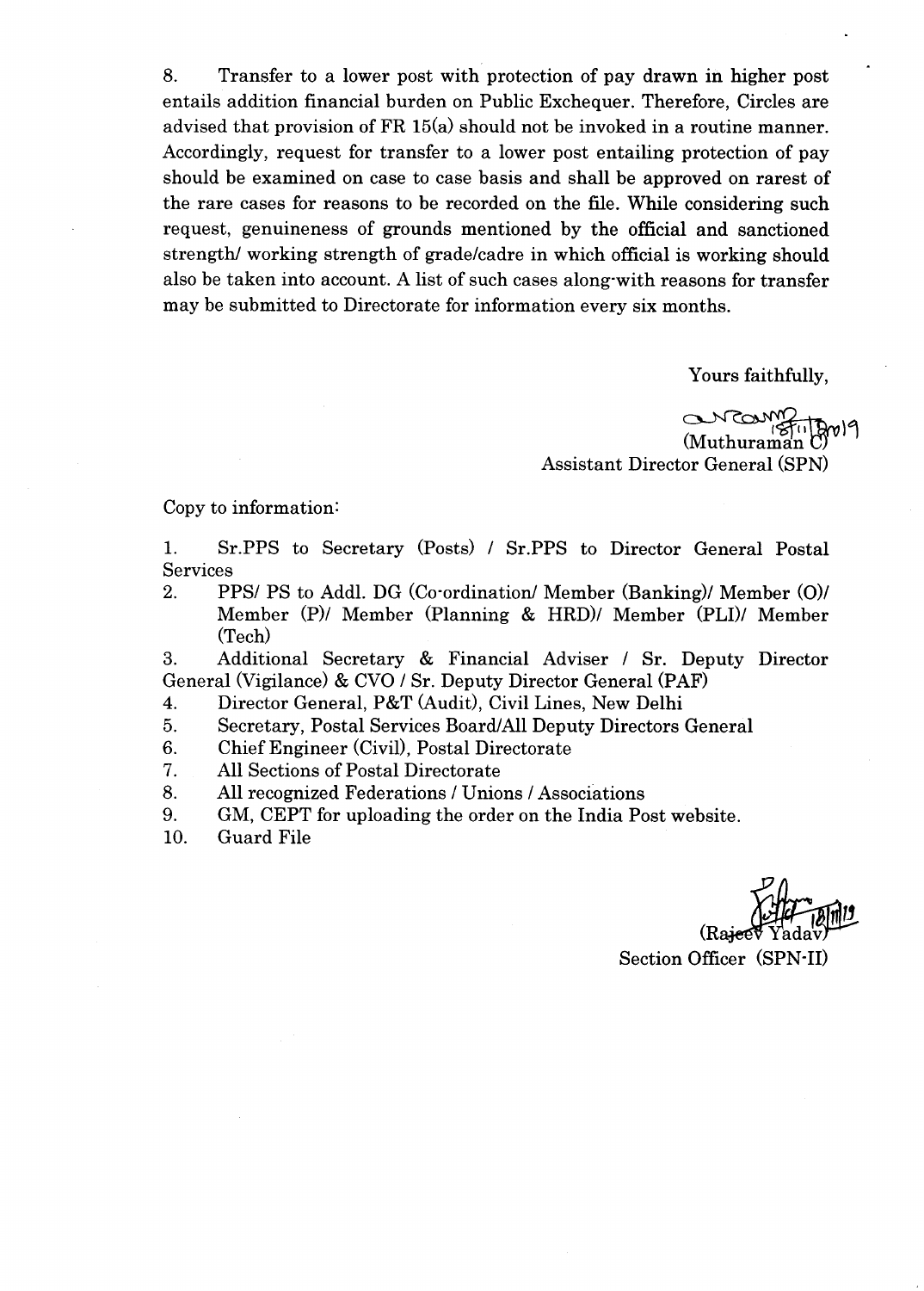8. Transfer to a lower post with protection of pay drawn in higher post entails addition financial burden on Public Exchequer. Therefore, Circles are advised that provision of FR 15(a) should not be invoked in a routine manner. Accordingly, request for transfer to a lower post entailing protection of pay should be examined on case to case basis and shall be approved on rarest of the rare cases for reasons to be recorded on the file. While considering such request, genuineness of grounds mentioned by the official and sanctioned strength/ working strength of grade/cadre in which official is working should also be taken into account. A list of such cases along-with reasons for transfer may be submitted to Directorate for information every six months.

Yours faithfully,

18/11/2019
(Muthuraman C)
Assistant Director General (SPN)

Copy to information:

1. Sr.PPS to Secretary (Posts) / Sr.PPS to Director General Postal Services
2. PPS/ PS to Addl. DG (Co-ordination/ Member (Banking)/ Member (O)/ Member (P)/ Member (Planning & HRD)/ Member (PLI)/ Member (Tech)
3. Additional Secretary & Financial Adviser / Sr. Deputy Director General (Vigilance) & CVO / Sr. Deputy Director General (PAF)
4. Director General, P&T (Audit), Civil Lines, New Delhi
5. Secretary, Postal Services Board/All Deputy Directors General
6. Chief Engineer (Civil), Postal Directorate
7. All Sections of Postal Directorate
8. All recognized Federations / Unions / Associations
9. GM, CEPT for uploading the order on the India Post website.
10. Guard File

18/11/19
(Rajeev Yadav)
Section Officer (SPN-II)